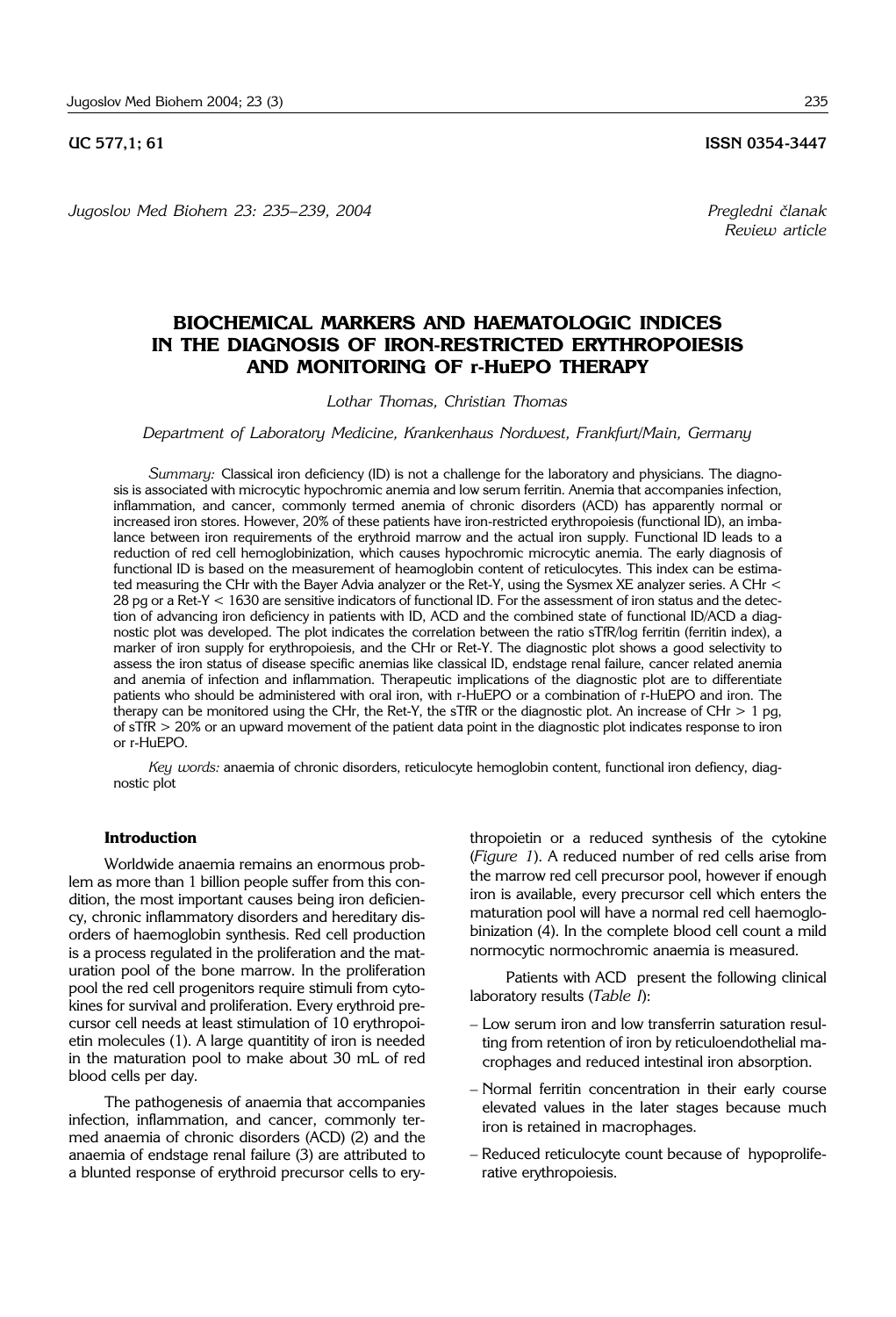UC 577,1; 61 ISSN 0354-3447

*Pregledni članak*
*Review article*

# BIOCHEMICAL MARKERS AND HAEMATOLOGIC INDICES IN THE DIAGNOSIS OF IRON-RESTRICTED ERYTHROPOIESIS AND MONITORING OF r-HuEPO THERAPY

*Lothar Thomas, Christian Thomas*

*Department of Laboratory Medicine, Krankenhaus Nordwest, Frankfurt/Main, Germany*

*Summary:* Classical iron deficiency (ID) is not a challenge for the laboratory and physicians. The diagnosis is associated with microcytic hypochromic anemia and low serum ferritin. Anemia that accompanies infection, inflammation, and cancer, commonly termed anemia of chronic disorders (ACD) has apparently normal or increased iron stores. However, 20% of these patients have iron-restricted erythropoiesis (functional ID), an imbalance between iron requirements of the erythroid marrow and the actual iron supply. Functional ID leads to a reduction of red cell hemoglobinization, which causes hypochromic microcytic anemia. The early diagnosis of functional ID is based on the measurement of heamoglobin content of reticulocytes. This index can be estimated measuring the CHr with the Bayer Advia analyzer or the Ret-Y, using the Sysmex XE analyzer series. A CHr < 28 pg or a Ret-Y < 1630 are sensitive indicators of functional ID. For the assessment of iron status and the detection of advancing iron deficiency in patients with ID, ACD and the combined state of functional ID/ACD a diagnostic plot was developed. The plot indicates the correlation between the ratio sTfR/log ferritin (ferritin index), a marker of iron supply for erythropoiesis, and the CHr or Ret-Y. The diagnostic plot shows a good selectivity to assess the iron status of disease specific anemias like classical ID, endstage renal failure, cancer related anemia and anemia of infection and inflammation. Therapeutic implications of the diagnostic plot are to differentiate patients who should be administered with oral iron, with r-HuEPO or a combination of r-HuEPO and iron. The therapy can be monitored using the CHr, the Ret-Y, the sTfR or the diagnostic plot. An increase of CHr > 1 pg, of sTfR > 20% or an upward movement of the patient data point in the diagnostic plot indicates response to iron or r-HuEPO.

*Key words:* anaemia of chronic disorders, reticulocyte hemoglobin content, functional iron defiency, diagnostic plot

## Introduction

Worldwide anaemia remains an enormous problem as more than 1 billion people suffer from this condition, the most important causes being iron deficiency, chronic inflammatory disorders and hereditary disorders of haemoglobin synthesis. Red cell production is a process regulated in the proliferation and the maturation pool of the bone marrow. In the proliferation pool the red cell progenitors require stimuli from cytokines for survival and proliferation. Every erythroid precursor cell needs at least stimulation of 10 erythropoietin molecules (1). A large quantity of iron is needed in the maturation pool to make about 30 mL of red blood cells per day.

The pathogenesis of anaemia that accompanies infection, inflammation, and cancer, commonly termed anaemia of chronic disorders (ACD) (2) and the anaemia of endstage renal failure (3) are attributed to a blunted response of erythroid precursor cells to erythropoietin or a reduced synthesis of the cytokine (*Figure 1*). A reduced number of red cells arise from the marrow red cell precursor pool, however if enough iron is available, every precursor cell which enters the maturation pool will have a normal red cell haemoglobinization (4). In the complete blood cell count a mild normocytic normochromic anaemia is measured.

Patients with ACD present the following clinical laboratory results (*Table I*):

- Low serum iron and low transferrin saturation resulting from retention of iron by reticuloendothelial macrophages and reduced intestinal iron absorption.
- Normal ferritin concentration in their early course elevated values in the later stages because much iron is retained in macrophages.
- Reduced reticulocyte count because of hypoproliferative erythropoiesis.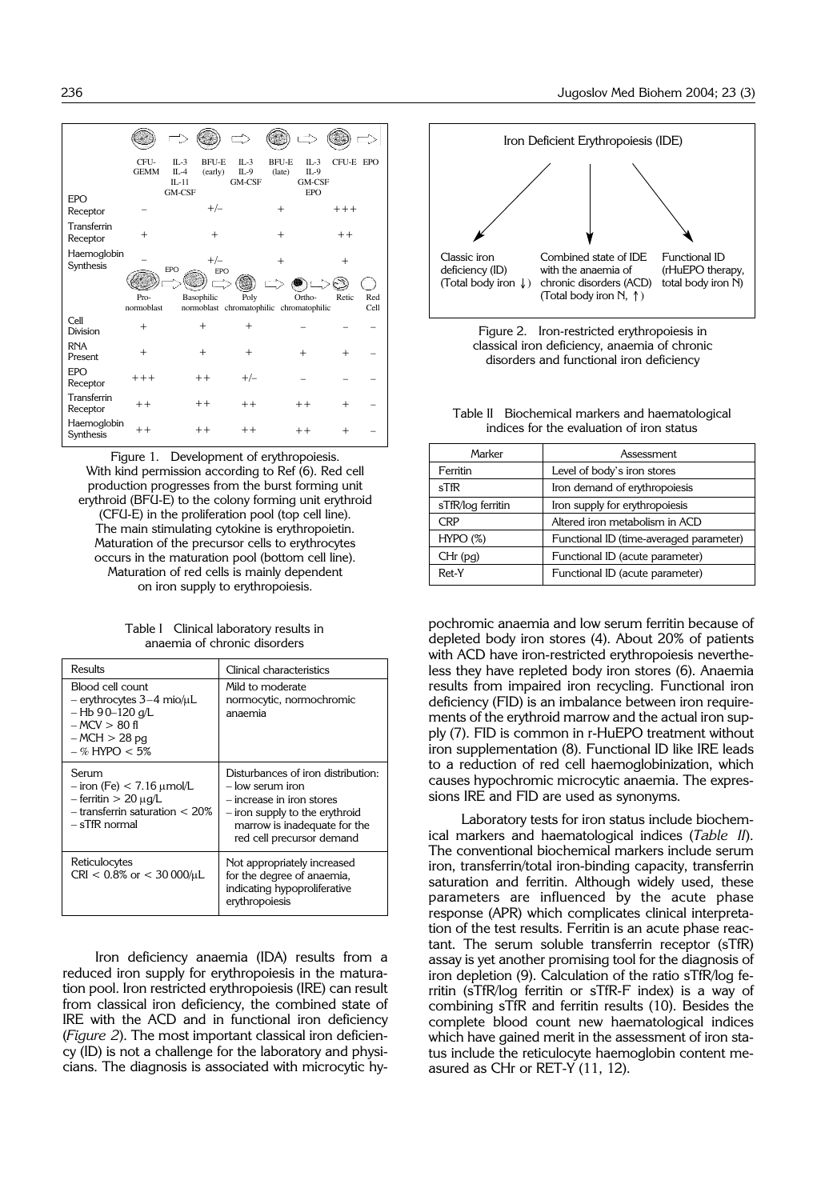| | CFU-GEMM | BFU-E (early) | BFU-E (late) | CFU-E |
|---|---|---|---|---|
| Cytokines | IL-3, IL-4, IL-11, GM-CSF | IL-3, IL-9, GM-CSF | IL-3, IL-9, GM-CSF, EPO | EPO |
| EPO Receptor | − | +/− | + | +++ |
| Transferrin Receptor | + | + | + | ++ |
| Haemoglobin Synthesis | − | +/− | + | + |

| | Pro-normoblast | Basophilic normoblast | Poly chromatophilic | Ortho-chromatophilic | Retic | Red Cell |
|---|---|---|---|---|---|---|
| Cell Division | + | + | + | − | − | − |
| RNA Present | + | + | + | + | + | − |
| EPO Receptor | +++ | ++ | +/− | − | − | − |
| Transferrin Receptor | ++ | ++ | ++ | ++ | + | − |
| Haemoglobin Synthesis | ++ | ++ | ++ | ++ | + | − |

Figure 1. Development of erythropoiesis. With kind permission according to Ref (6). Red cell production progresses from the burst forming unit erythroid (BFU-E) to the colony forming unit erythroid (CFU-E) in the proliferation pool (top cell line). The main stimulating cytokine is erythropoietin. Maturation of the precursor cells to erythrocytes occurs in the maturation pool (bottom cell line). Maturation of red cells is mainly dependent on iron supply to erythropoiesis.

Table I Clinical laboratory results in anaemia of chronic disorders

| Results | Clinical characteristics |
|---|---|
| Blood cell count<br>– erythrocytes 3–4 mio/μL<br>– Hb 90–120 g/L<br>– MCV > 80 fl<br>– MCH > 28 pg<br>– % HYPO < 5% | Mild to moderate normocytic, normochromic anaemia |
| Serum<br>– iron (Fe) < 7.16 μmol/L<br>– ferritin > 20 μg/L<br>– transferrin saturation < 20%<br>– sTfR normal | Disturbances of iron distribution:<br>– low serum iron<br>– increase in iron stores<br>– iron supply to the erythroid marrow is inadequate for the red cell precursor demand |
| Reticulocytes<br>CRI < 0.8% or < 30 000/μL | Not appropriately increased for the degree of anaemia, indicating hypoproliferative erythropoiesis |

Iron deficiency anaemia (IDA) results from a reduced iron supply for erythropoiesis in the maturation pool. Iron restricted erythropoiesis (IRE) can result from classical iron deficiency, the combined state of IRE with the ACD and in functional iron deficiency (*Figure 2*). The most important classical iron deficiency (ID) is not a challenge for the laboratory and physicians. The diagnosis is associated with microcytic hypochromic anaemia and low serum ferritin because of depleted body iron stores (4). About 20% of patients with ACD have iron-restricted erythropoiesis nevertheless they have repleted body iron stores (6). Anaemia results from impaired iron recycling. Functional iron deficiency (FID) is an imbalance between iron requirements of the erythroid marrow and the actual iron supply (7). FID is common in r-HuEPO treatment without iron supplementation (8). Functional ID like IRE leads to a reduction of red cell haemoglobinization, which causes hypochromic microcytic anaemia. The expressions IRE and FID are used as synonyms.

Iron Deficient Erythropoiesis (IDE)

- Classic iron deficiency (ID) (Total body iron ↓)
- Combined state of IDE with the anaemia of chronic disorders (ACD) (Total body iron N, ↑)
- Functional ID (rHuEPO therapy, total body iron N)

Figure 2. Iron-restricted erythropoiesis in classical iron deficiency, anaemia of chronic disorders and functional iron deficiency

Table II Biochemical markers and haematological indices for the evaluation of iron status

| Marker | Assessment |
|---|---|
| Ferritin | Level of body's iron stores |
| sTfR | Iron demand of erythropoiesis |
| sTfR/log ferritin | Iron supply for erythropoiesis |
| CRP | Altered iron metabolism in ACD |
| HYPO (%) | Functional ID (time-averaged parameter) |
| CHr (pg) | Functional ID (acute parameter) |
| Ret-Y | Functional ID (acute parameter) |

Laboratory tests for iron status include biochemical markers and haematological indices (*Table II*). The conventional biochemical markers include serum iron, transferrin/total iron-binding capacity, transferrin saturation and ferritin. Although widely used, these parameters are influenced by the acute phase response (APR) which complicates clinical interpretation of the test results. Ferritin is an acute phase reactant. The serum soluble transferrin receptor (sTfR) assay is yet another promising tool for the diagnosis of iron depletion (9). Calculation of the ratio sTfR/log ferritin (sTfR/log ferritin or sTfR-F index) is a way of combining sTfR and ferritin results (10). Besides the complete blood count new haematological indices which have gained merit in the assessment of iron status include the reticulocyte haemoglobin content measured as CHr or RET-Y (11, 12).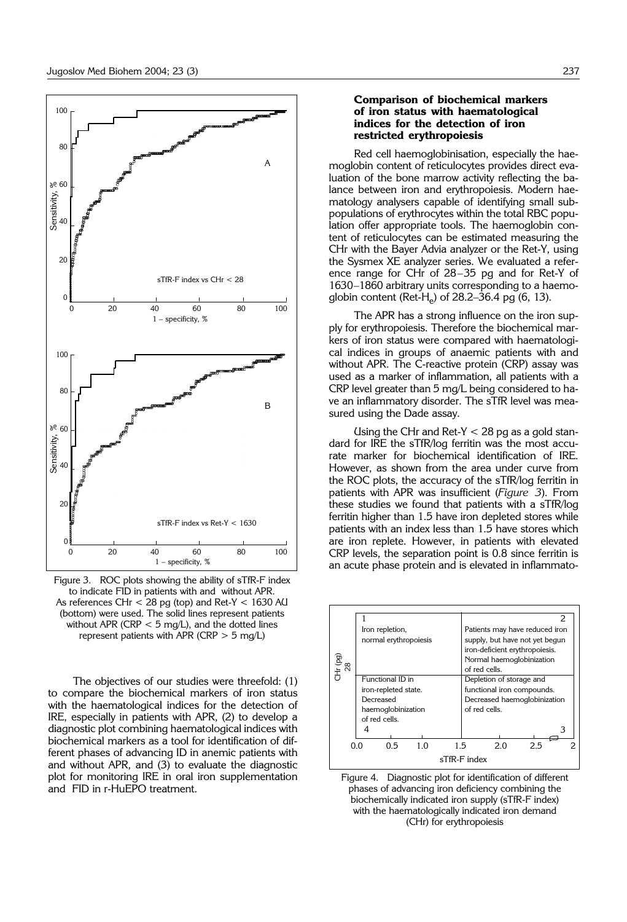Figure 3. ROC plots showing the ability of sTfR-F index to indicate FID in patients with and without APR. As references CHr < 28 pg (top) and Ret-Y < 1630 AU (bottom) were used. The solid lines represent patients without APR (CRP < 5 mg/L), and the dotted lines represent patients with APR (CRP > 5 mg/L)

The objectives of our studies were threefold: (1) to compare the biochemical markers of iron status with the haematological indices for the detection of IRE, especially in patients with APR, (2) to develop a diagnostic plot combining haematological indices with biochemical markers as a tool for identification of different phases of advancing ID in anemic patients with and without APR, and (3) to evaluate the diagnostic plot for monitoring IRE in oral iron supplementation and FID in r-HuEPO treatment.

### Comparison of biochemical markers of iron status with haematological indices for the detection of iron restricted erythropoiesis

Red cell haemoglobinisation, especially the haemoglobin content of reticulocytes provides direct evaluation of the bone marrow activity reflecting the balance between iron and erythropoiesis. Modern haematology analysers capable of identifying small subpopulations of erythrocytes within the total RBC population offer appropriate tools. The haemoglobin content of reticulocytes can be estimated measuring the CHr with the Bayer Advia analyzer or the Ret-Y, using the Sysmex XE analyzer series. We evaluated a reference range for CHr of 28–35 pg and for Ret-Y of 1630–1860 arbitrary units corresponding to a haemoglobin content (Ret-$H_e$) of 28.2–36.4 pg (6, 13).

The APR has a strong influence on the iron supply for erythropoiesis. Therefore the biochemical markers of iron status were compared with haematological indices in groups of anaemic patients with and without APR. The C-reactive protein (CRP) assay was used as a marker of inflammation, all patients with a CRP level greater than 5 mg/L being considered to have an inflammatory disorder. The sTfR level was measured using the Dade assay.

Using the CHr and Ret-Y < 28 pg as a gold standard for IRE the sTfR/log ferritin was the most accurate marker for biochemical identification of IRE. However, as shown from the area under curve from the ROC plots, the accuracy of the sTfR/log ferritin in patients with APR was insufficient (*Figure 3*). From these studies we found that patients with a sTfR/log ferritin higher than 1.5 have iron depleted stores while patients with an index less than 1.5 have stores which are iron replete. However, in patients with elevated CRP levels, the separation point is 0.8 since ferritin is an acute phase protein and is elevated in inflammato-

Figure 4. Diagnostic plot for identification of different phases of advancing iron deficiency combining the biochemically indicated iron supply (sTfR-F index) with the haematologically indicated iron demand (CHr) for erythropoiesis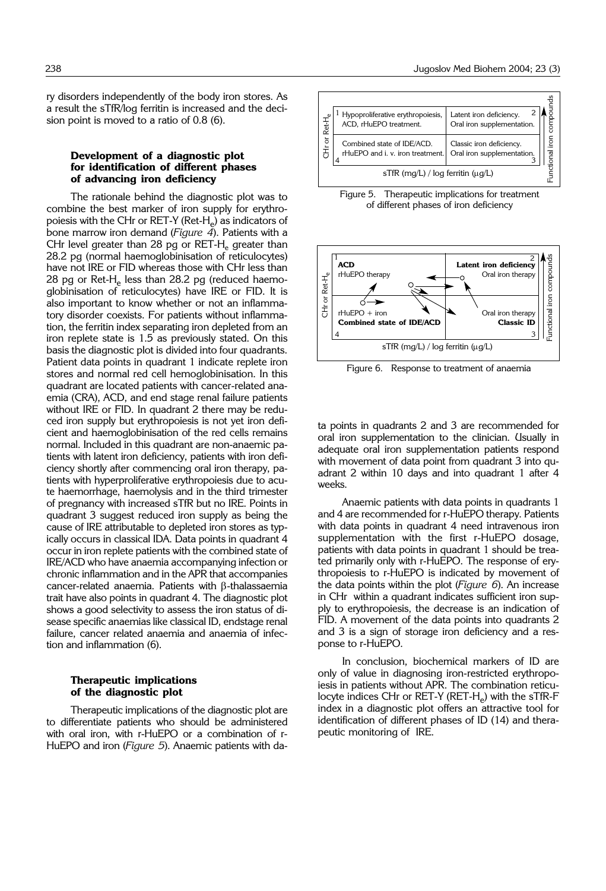ry disorders independently of the body iron stores. As a result the sTfR/log ferritin is increased and the decision point is moved to a ratio of 0.8 (6).

### Development of a diagnostic plot for identification of different phases of advancing iron deficiency

The rationale behind the diagnostic plot was to combine the best marker of iron supply for erythropoiesis with the CHr or RET-Y (Ret-$H_e$) as indicators of bone marrow iron demand (*Figure 4*). Patients with a CHr level greater than 28 pg or RET-$H_e$ greater than 28.2 pg (normal haemoglobinisation of reticulocytes) have not IRE or FID whereas those with CHr less than 28 pg or Ret-$H_e$ less than 28.2 pg (reduced haemoglobinisation of reticulocytes) have IRE or FID. It is also important to know whether or not an inflammatory disorder coexists. For patients without inflammation, the ferritin index separating iron depleted from an iron replete state is 1.5 as previously stated. On this basis the diagnostic plot is divided into four quadrants. Patient data points in quadrant 1 indicate replete iron stores and normal red cell hemoglobinisation. In this quadrant are located patients with cancer-related anaemia (CRA), ACD, and end stage renal failure patients without IRE or FID. In quadrant 2 there may be reduced iron supply but erythropoiesis is not yet iron deficient and haemoglobinisation of the red cells remains normal. Included in this quadrant are non-anaemic patients with latent iron deficiency, patients with iron deficiency shortly after commencing oral iron therapy, patients with hyperproliferative erythropoiesis due to acute haemorrhage, haemolysis and in the third trimester of pregnancy with increased sTfR but no IRE. Points in quadrant 3 suggest reduced iron supply as being the cause of IRE attributable to depleted iron stores as typically occurs in classical IDA. Data points in quadrant 4 occur in iron replete patients with the combined state of IRE/ACD who have anaemia accompanying infection or chronic inflammation and in the APR that accompanies cancer-related anaemia. Patients with β-thalassaemia trait have also points in quadrant 4. The diagnostic plot shows a good selectivity to assess the iron status of disease specific anaemias like classical ID, endstage renal failure, cancer related anaemia and anaemia of infection and inflammation (6).

### Therapeutic implications of the diagnostic plot

Therapeutic implications of the diagnostic plot are to differentiate patients who should be administered with oral iron, with r-HuEPO or a combination of r-HuEPO and iron (*Figure 5*). Anaemic patients with data points in quadrants 2 and 3 are recommended for oral iron supplementation to the clinician. Usually in adequate oral iron supplementation patients respond with movement of data point from quadrant 3 into quadrant 2 within 10 days and into quadrant 1 after 4 weeks.

| CHr or Ret-$H_e$ | sTfR (mg/L) / log ferritin (μg/L) → | |
|---|---|---|
| | 1 Hypoproliferative erythropoiesis, ACD, rHuEPO treatment. | 2 Latent iron deficiency. Oral iron supplementation. |
| | 4 Combined state of IDE/ACD. rHuEPO and i. v. iron treatment. | 3 Classic iron deficiency. Oral iron supplementation. |

Figure 5. Therapeutic implications for treatment of different phases of iron deficiency

| CHr or Ret-$H_e$ | sTfR (mg/L) / log ferritin (μg/L) → | |
|---|---|---|
| | 1 **ACD** rHuEPO therapy | 2 **Latent iron deficiency** Oral iron therapy |
| | 4 rHuEPO + iron **Combined state of IDE/ACD** | 3 Oral iron therapy **Classic ID** |

Figure 6. Response to treatment of anaemia

Anaemic patients with data points in quadrants 1 and 4 are recommended for r-HuEPO therapy. Patients with data points in quadrant 4 need intravenous iron supplementation with the first r-HuEPO dosage, patients with data points in quadrant 1 should be treated primarily only with r-HuEPO. The response of erythropoiesis to r-HuEPO is indicated by movement of the data points within the plot (*Figure 6*). An increase in CHr within a quadrant indicates sufficient iron supply to erythropoiesis, the decrease is an indication of FID. A movement of the data points into quadrants 2 and 3 is a sign of storage iron deficiency and a response to r-HuEPO.

In conclusion, biochemical markers of ID are only of value in diagnosing iron-restricted erythropoiesis in patients without APR. The combination reticulocyte indices CHr or RET-Y (RET-$H_e$) with the sTfR-F index in a diagnostic plot offers an attractive tool for identification of different phases of ID (14) and therapeutic monitoring of IRE.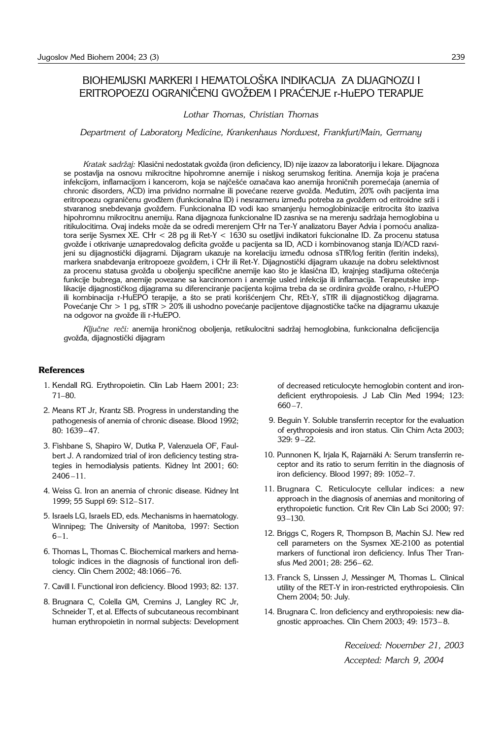# BIOHEMIJSKI MARKERI I HEMATOLOŠKA INDIKACIJA ZA DIJAGNOZU I ERITROPOEZU OGRANIČENU GVOŽĐEM I PRAĆENJE r-HuEPO TERAPIJE

*Lothar Thomas, Christian Thomas*

*Department of Laboratory Medicine, Krankenhaus Nordwest, Frankfurt/Main, Germany*

*Kratak sadržaj:* Klasični nedostatak gvožđa (iron deficiency, ID) nije izazov za laboratoriju i lekare. Dijagnoza se postavlja na osnovu mikrocitne hipohromne anemije i niskog serumskog feritina. Anemija koja je praćena infekcijom, inflamacijom i kancerom, koja se najčešće označava kao anemija hroničnih poremećaja (anemia of chronic disorders, ACD) ima prividno normalne ili povećane rezerve gvožđa. Međutim, 20% ovih pacijenta ima eritropoezu ograničenu gvođđem (funkcionalna ID) i nesrazmeru između potreba za gvožđem od eritroidne srži i stvaranog snebdevanja gvožđem. Funkcionalna ID vodi kao smanjenju hemoglobinizacije eritrocita što izaziva hipohromnu mikrocitnu anemiju. Rana dijagnoza funkcionalne ID zasniva se na merenju sadržaja hemoglobina u ritikulocitima. Ovaj indeks može da se odredi merenjem CHr na Ter-Y analizatoru Bayer Advia i pomoću analizatora serije Sysmex XE. CHr < 28 pg ili Ret-Y < 1630 su osetljivi indikatori fukcionalne ID. Za procenu statusa gvožđe i otkrivanje uznapredovalog deficita gvožđe u pacijenta sa ID, ACD i kombinovanog stanja ID/ACD razvijeni su dijagnostički dijagrami. Dijagram ukazuje na korelaciju između odnosa sTfR/log feritin (feritin indeks), markera snabdevanja eritropoeze gvožđem, i CHr ili Ret-Y. Dijagnostički dijagram ukazuje na dobru selektivnost za procenu statusa gvožđa u oboljenju specifične anemije kao što je klasična ID, krajnjeg stadijuma oštećenja funkcije bubrega, anemije povezane sa karcinomom i anemije usled infekcija ili inflamacija. Terapeutske implikacije dijagnostičkog dijagrama su diferenciranje pacijenta kojima treba da se ordinira gvožđe oralno, r-HuEPO ili kombinacija r-HuEPO terapije, a što se prati korišćenjem Chr, REt-Y, sTfR ili dijagnostičkog dijagrama. Povećanje Chr > 1 pg, sTfR > 20% ili ushodno povećanje pacijentove dijagnostičke tačke na dijagramu ukazuje na odgovor na gvožđe ili r-HuEPO.

*Ključne reči:* anemija hroničnog oboljenja, retikulocitni sadržaj hemoglobina, funkcionalna deficijencija gvožđa, dijagnostički dijagram

### References

1. Kendall RG. Erythropoietin. Clin Lab Haem 2001; 23: 71–80.
2. Means RT Jr, Krantz SB. Progress in understanding the pathogenesis of anemia of chronic disease. Blood 1992; 80: 1639–47.
3. Fishbane S, Shapiro W, Dutka P, Valenzuela OF, Faulbert J. A randomized trial of iron deficiency testing strategies in hemodialysis patients. Kidney Int 2001; 60: 2406–11.
4. Weiss G. Iron an anemia of chronic disease. Kidney Int 1999; 55 Suppl 69: S12–S17.
5. Israels LG, Israels ED, eds. Mechanisms in haematology. Winnipeg; The University of Manitoba, 1997: Section 6–1.
6. Thomas L, Thomas C. Biochemical markers and hematologic indices in the diagnosis of functional iron deficiency. Clin Chem 2002; 48:1066–76.
7. Cavill I. Functional iron deficiency. Blood 1993; 82: 137.
8. Brugnara C, Colella GM, Cremins J, Langley RC Jr, Schneider T, et al. Effects of subcutaneous recombinant human erythropoietin in normal subjects: Development of decreased reticulocyte hemoglobin content and iron-deficient erythropoiesis. J Lab Clin Med 1994; 123: 660–7.
9. Beguin Y. Soluble transferrin receptor for the evaluation of erythropoiesis and iron status. Clin Chim Acta 2003; 329: 9–22.
10. Punnonen K, Irjala K, Rajarnäki A: Serum transferrin receptor and its ratio to serum ferritin in the diagnosis of iron deficiency. Blood 1997; 89: 1052–7.
11. Brugnara C. Reticulocyte cellular indices: a new approach in the diagnosis of anemias and monitoring of erythropoietic function. Crit Rev Clin Lab Sci 2000; 97: 93–130.
12. Briggs C, Rogers R, Thompson B, Machin SJ. New red cell parameters on the Sysmex XE-2100 as potential markers of functional iron deficiency. Infus Ther Transfus Med 2001; 28: 256–62.
13. Franck S, Linssen J, Messinger M, Thomas L. Clinical utility of the RET-Y in iron-restricted erythropoiesis. Clin Chem 2004; 50: July.
14. Brugnara C. Iron deficiency and erythropoiesis: new diagnostic approaches. Clin Chem 2003; 49: 1573–8.

*Received: November 21, 2003*

*Accepted: March 9, 2004*